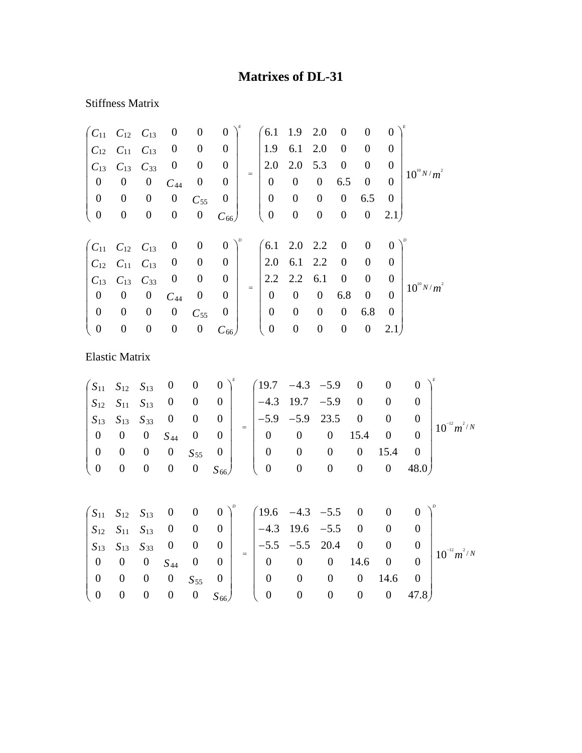# Matrixes of DL-31

Stiffness Matrix

$$
\begin{pmatrix}
C_{11} & C_{12} & C_{13} & 0 & 0 & 0 \\
C_{12} & C_{11} & C_{13} & 0 & 0 & 0 \\
C_{13} & C_{13} & C_{33} & 0 & 0 & 0 \\
0 & 0 & 0 & C_{44} & 0 & 0 \\
0 & 0 & 0 & 0 & C_{55} & 0 \\
0 & 0 & 0 & 0 & 0 & C_{66}
\end{pmatrix}^{E}
=
\begin{pmatrix}
6.1 & 1.9 & 2.0 & 0 & 0 & 0 \\
1.9 & 6.1 & 2.0 & 0 & 0 & 0 \\
2.0 & 2.0 & 5.3 & 0 & 0 & 0 \\
0 & 0 & 0 & 6.5 & 0 & 0 \\
0 & 0 & 0 & 0 & 6.5 & 0 \\
0 & 0 & 0 & 0 & 0 & 2.1
\end{pmatrix}^{E}
10^{10}\, N/m^{2}
$$

$$
\begin{pmatrix}
C_{11} & C_{12} & C_{13} & 0 & 0 & 0 \\
C_{12} & C_{11} & C_{13} & 0 & 0 & 0 \\
C_{13} & C_{13} & C_{33} & 0 & 0 & 0 \\
0 & 0 & 0 & C_{44} & 0 & 0 \\
0 & 0 & 0 & 0 & C_{55} & 0 \\
0 & 0 & 0 & 0 & 0 & C_{66}
\end{pmatrix}^{D}
=
\begin{pmatrix}
6.1 & 2.0 & 2.2 & 0 & 0 & 0 \\
2.0 & 6.1 & 2.2 & 0 & 0 & 0 \\
2.2 & 2.2 & 6.1 & 0 & 0 & 0 \\
0 & 0 & 0 & 6.8 & 0 & 0 \\
0 & 0 & 0 & 0 & 6.8 & 0 \\
0 & 0 & 0 & 0 & 0 & 2.1
\end{pmatrix}^{D}
10^{10}\, N/m^{2}
$$

Elastic Matrix

$$
\begin{pmatrix}
S_{11} & S_{12} & S_{13} & 0 & 0 & 0 \\
S_{12} & S_{11} & S_{13} & 0 & 0 & 0 \\
S_{13} & S_{13} & S_{33} & 0 & 0 & 0 \\
0 & 0 & 0 & S_{44} & 0 & 0 \\
0 & 0 & 0 & 0 & S_{55} & 0 \\
0 & 0 & 0 & 0 & 0 & S_{66}
\end{pmatrix}^{E}
=
\begin{pmatrix}
19.7 & -4.3 & -5.9 & 0 & 0 & 0 \\
-4.3 & 19.7 & -5.9 & 0 & 0 & 0 \\
-5.9 & -5.9 & 23.5 & 0 & 0 & 0 \\
0 & 0 & 0 & 15.4 & 0 & 0 \\
0 & 0 & 0 & 0 & 15.4 & 0 \\
0 & 0 & 0 & 0 & 0 & 48.0
\end{pmatrix}^{E}
10^{-12}\, m^{2}/N
$$

$$
\begin{pmatrix}
S_{11} & S_{12} & S_{13} & 0 & 0 & 0 \\
S_{12} & S_{11} & S_{13} & 0 & 0 & 0 \\
S_{13} & S_{13} & S_{33} & 0 & 0 & 0 \\
0 & 0 & 0 & S_{44} & 0 & 0 \\
0 & 0 & 0 & 0 & S_{55} & 0 \\
0 & 0 & 0 & 0 & 0 & S_{66}
\end{pmatrix}^{D}
=
\begin{pmatrix}
19.6 & -4.3 & -5.5 & 0 & 0 & 0 \\
-4.3 & 19.6 & -5.5 & 0 & 0 & 0 \\
-5.5 & -5.5 & 20.4 & 0 & 0 & 0 \\
0 & 0 & 0 & 14.6 & 0 & 0 \\
0 & 0 & 0 & 0 & 14.6 & 0 \\
0 & 0 & 0 & 0 & 0 & 47.8
\end{pmatrix}^{D}
10^{-12}\, m^{2}/N
$$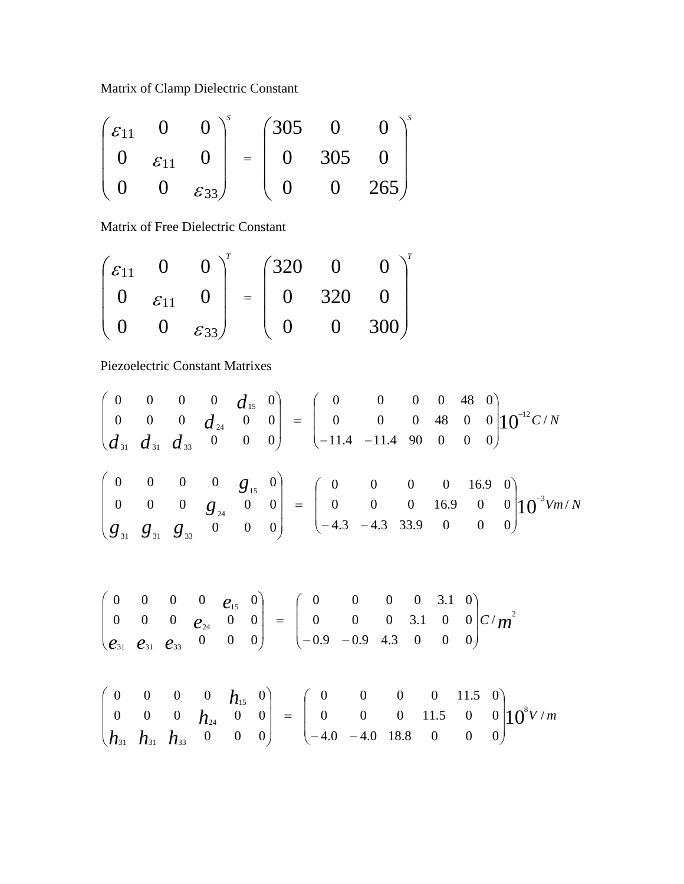Matrix of Clamp Dielectric Constant

$$\begin{pmatrix} \varepsilon_{11} & 0 & 0 \\ 0 & \varepsilon_{11} & 0 \\ 0 & 0 & \varepsilon_{33} \end{pmatrix}^S = \begin{pmatrix} 305 & 0 & 0 \\ 0 & 305 & 0 \\ 0 & 0 & 265 \end{pmatrix}^S$$

Matrix of Free Dielectric Constant

$$\begin{pmatrix} \varepsilon_{11} & 0 & 0 \\ 0 & \varepsilon_{11} & 0 \\ 0 & 0 & \varepsilon_{33} \end{pmatrix}^T = \begin{pmatrix} 320 & 0 & 0 \\ 0 & 320 & 0 \\ 0 & 0 & 300 \end{pmatrix}^T$$

Piezoelectric Constant Matrixes

$$\begin{pmatrix} 0 & 0 & 0 & 0 & d_{15} & 0 \\ 0 & 0 & 0 & d_{24} & 0 & 0 \\ d_{31} & d_{31} & d_{33} & 0 & 0 & 0 \end{pmatrix} = \begin{pmatrix} 0 & 0 & 0 & 0 & 48 & 0 \\ 0 & 0 & 0 & 48 & 0 & 0 \\ -11.4 & -11.4 & 90 & 0 & 0 & 0 \end{pmatrix} 10^{-12}\, C/N$$

$$\begin{pmatrix} 0 & 0 & 0 & 0 & g_{15} & 0 \\ 0 & 0 & 0 & g_{24} & 0 & 0 \\ g_{31} & g_{31} & g_{33} & 0 & 0 & 0 \end{pmatrix} = \begin{pmatrix} 0 & 0 & 0 & 0 & 16.9 & 0 \\ 0 & 0 & 0 & 16.9 & 0 & 0 \\ -4.3 & -4.3 & 33.9 & 0 & 0 & 0 \end{pmatrix} 10^{-3}\, Vm/N$$

$$\begin{pmatrix} 0 & 0 & 0 & 0 & e_{15} & 0 \\ 0 & 0 & 0 & e_{24} & 0 & 0 \\ e_{31} & e_{31} & e_{33} & 0 & 0 & 0 \end{pmatrix} = \begin{pmatrix} 0 & 0 & 0 & 0 & 3.1 & 0 \\ 0 & 0 & 0 & 3.1 & 0 & 0 \\ -0.9 & -0.9 & 4.3 & 0 & 0 & 0 \end{pmatrix} C/m^2$$

$$\begin{pmatrix} 0 & 0 & 0 & 0 & h_{15} & 0 \\ 0 & 0 & 0 & h_{24} & 0 & 0 \\ h_{31} & h_{31} & h_{33} & 0 & 0 & 0 \end{pmatrix} = \begin{pmatrix} 0 & 0 & 0 & 0 & 11.5 & 0 \\ 0 & 0 & 0 & 11.5 & 0 & 0 \\ -4.0 & -4.0 & 18.8 & 0 & 0 & 0 \end{pmatrix} 10^{8}\, V/m$$